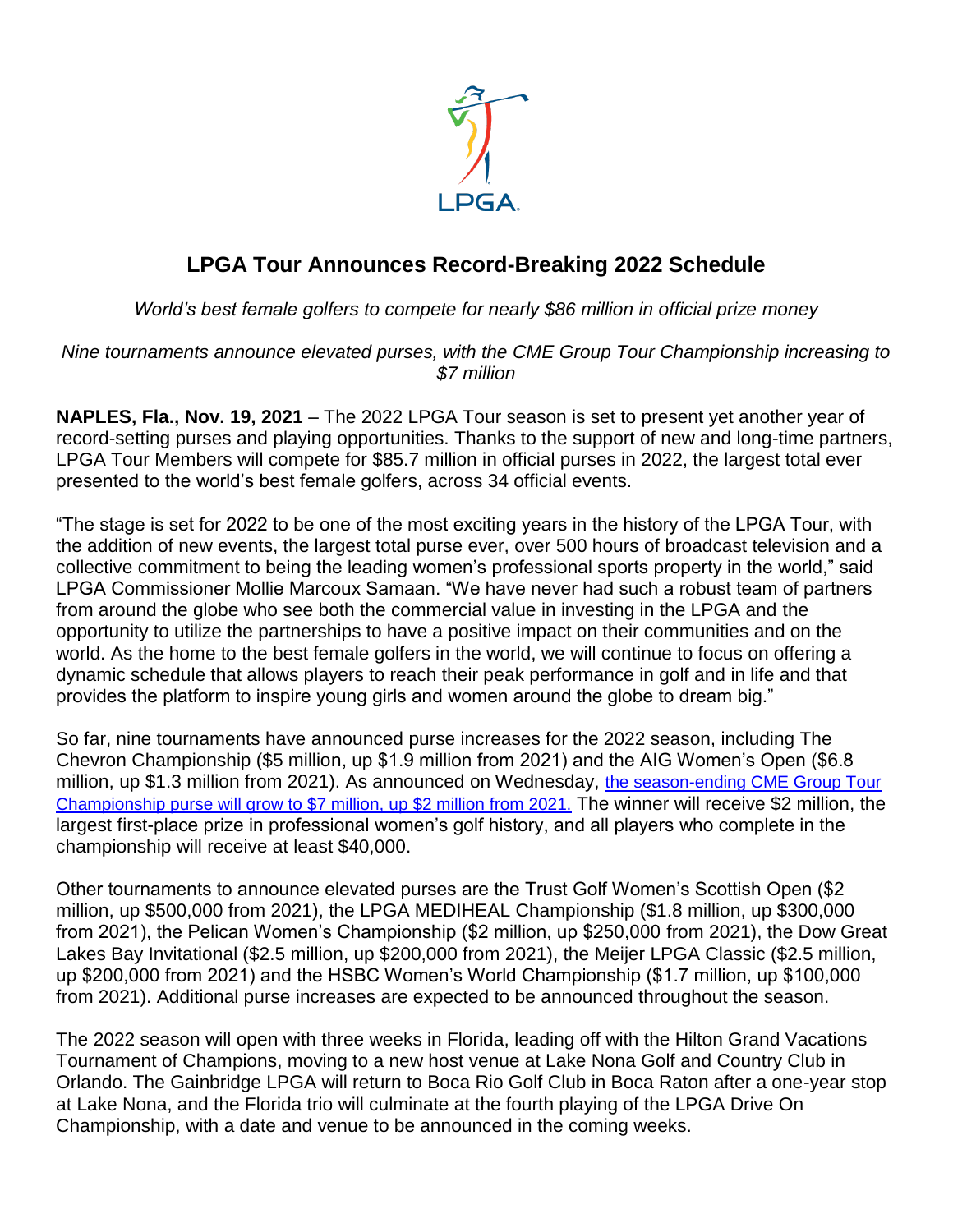# LPGA Tour Announces Record-Breaking 2022 Schedule

*World's best female golfers to compete for nearly $86 million in official prize money*

*Nine tournaments announce elevated purses, with the CME Group Tour Championship increasing to $7 million*

**NAPLES, Fla., Nov. 19, 2021** – The 2022 LPGA Tour season is set to present yet another year of record-setting purses and playing opportunities. Thanks to the support of new and long-time partners, LPGA Tour Members will compete for $85.7 million in official purses in 2022, the largest total ever presented to the world's best female golfers, across 34 official events.

"The stage is set for 2022 to be one of the most exciting years in the history of the LPGA Tour, with the addition of new events, the largest total purse ever, over 500 hours of broadcast television and a collective commitment to being the leading women's professional sports property in the world," said LPGA Commissioner Mollie Marcoux Samaan. "We have never had such a robust team of partners from around the globe who see both the commercial value in investing in the LPGA and the opportunity to utilize the partnerships to have a positive impact on their communities and on the world. As the home to the best female golfers in the world, we will continue to focus on offering a dynamic schedule that allows players to reach their peak performance in golf and in life and that provides the platform to inspire young girls and women around the globe to dream big."

So far, nine tournaments have announced purse increases for the 2022 season, including The Chevron Championship ($5 million, up $1.9 million from 2021) and the AIG Women's Open ($6.8 million, up $1.3 million from 2021). As announced on Wednesday, the season-ending CME Group Tour Championship purse will grow to $7 million, up $2 million from 2021. The winner will receive $2 million, the largest first-place prize in professional women's golf history, and all players who complete in the championship will receive at least $40,000.

Other tournaments to announce elevated purses are the Trust Golf Women's Scottish Open ($2 million, up $500,000 from 2021), the LPGA MEDIHEAL Championship ($1.8 million, up $300,000 from 2021), the Pelican Women's Championship ($2 million, up $250,000 from 2021), the Dow Great Lakes Bay Invitational ($2.5 million, up $200,000 from 2021), the Meijer LPGA Classic ($2.5 million, up $200,000 from 2021) and the HSBC Women's World Championship ($1.7 million, up $100,000 from 2021). Additional purse increases are expected to be announced throughout the season.

The 2022 season will open with three weeks in Florida, leading off with the Hilton Grand Vacations Tournament of Champions, moving to a new host venue at Lake Nona Golf and Country Club in Orlando. The Gainbridge LPGA will return to Boca Rio Golf Club in Boca Raton after a one-year stop at Lake Nona, and the Florida trio will culminate at the fourth playing of the LPGA Drive On Championship, with a date and venue to be announced in the coming weeks.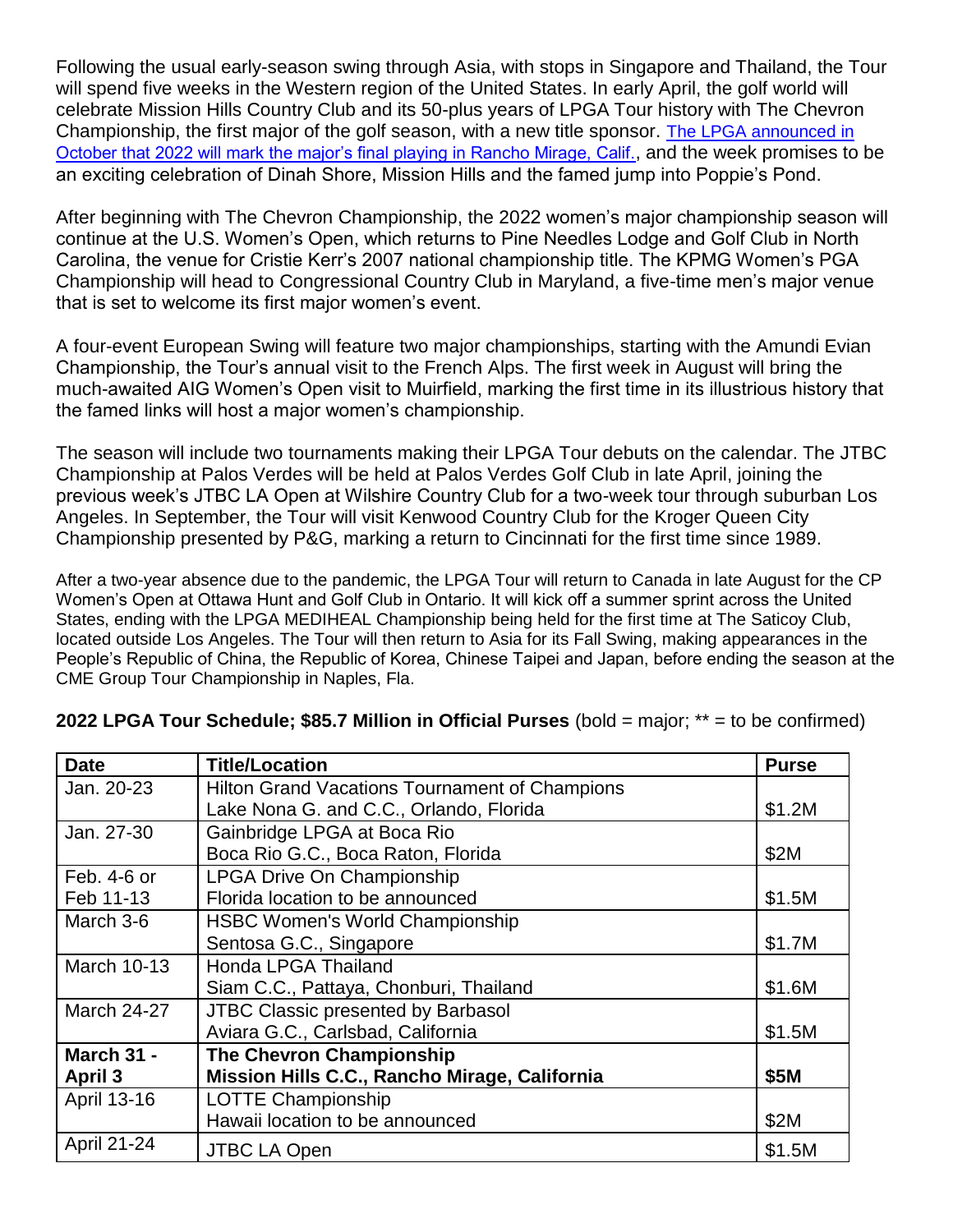Following the usual early-season swing through Asia, with stops in Singapore and Thailand, the Tour will spend five weeks in the Western region of the United States. In early April, the golf world will celebrate Mission Hills Country Club and its 50-plus years of LPGA Tour history with The Chevron Championship, the first major of the golf season, with a new title sponsor. The LPGA announced in October that 2022 will mark the major's final playing in Rancho Mirage, Calif., and the week promises to be an exciting celebration of Dinah Shore, Mission Hills and the famed jump into Poppie's Pond.

After beginning with The Chevron Championship, the 2022 women's major championship season will continue at the U.S. Women's Open, which returns to Pine Needles Lodge and Golf Club in North Carolina, the venue for Cristie Kerr's 2007 national championship title. The KPMG Women's PGA Championship will head to Congressional Country Club in Maryland, a five-time men's major venue that is set to welcome its first major women's event.

A four-event European Swing will feature two major championships, starting with the Amundi Evian Championship, the Tour's annual visit to the French Alps. The first week in August will bring the much-awaited AIG Women's Open visit to Muirfield, marking the first time in its illustrious history that the famed links will host a major women's championship.

The season will include two tournaments making their LPGA Tour debuts on the calendar. The JTBC Championship at Palos Verdes will be held at Palos Verdes Golf Club in late April, joining the previous week's JTBC LA Open at Wilshire Country Club for a two-week tour through suburban Los Angeles. In September, the Tour will visit Kenwood Country Club for the Kroger Queen City Championship presented by P&G, marking a return to Cincinnati for the first time since 1989.

After a two-year absence due to the pandemic, the LPGA Tour will return to Canada in late August for the CP Women's Open at Ottawa Hunt and Golf Club in Ontario. It will kick off a summer sprint across the United States, ending with the LPGA MEDIHEAL Championship being held for the first time at The Saticoy Club, located outside Los Angeles. The Tour will then return to Asia for its Fall Swing, making appearances in the People's Republic of China, the Republic of Korea, Chinese Taipei and Japan, before ending the season at the CME Group Tour Championship in Naples, Fla.

**2022 LPGA Tour Schedule; $85.7 Million in Official Purses** (bold = major; ** = to be confirmed)

| Date | Title/Location | Purse |
|---|---|---|
| Jan. 20-23 | Hilton Grand Vacations Tournament of Champions<br>Lake Nona G. and C.C., Orlando, Florida | $1.2M |
| Jan. 27-30 | Gainbridge LPGA at Boca Rio<br>Boca Rio G.C., Boca Raton, Florida | $2M |
| Feb. 4-6 or Feb 11-13 | LPGA Drive On Championship<br>Florida location to be announced | $1.5M |
| March 3-6 | HSBC Women's World Championship<br>Sentosa G.C., Singapore | $1.7M |
| March 10-13 | Honda LPGA Thailand<br>Siam C.C., Pattaya, Chonburi, Thailand | $1.6M |
| March 24-27 | JTBC Classic presented by Barbasol<br>Aviara G.C., Carlsbad, California | $1.5M |
| **March 31 - April 3** | **The Chevron Championship**<br>**Mission Hills C.C., Rancho Mirage, California** | **$5M** |
| April 13-16 | LOTTE Championship<br>Hawaii location to be announced | $2M |
| April 21-24 | JTBC LA Open | $1.5M |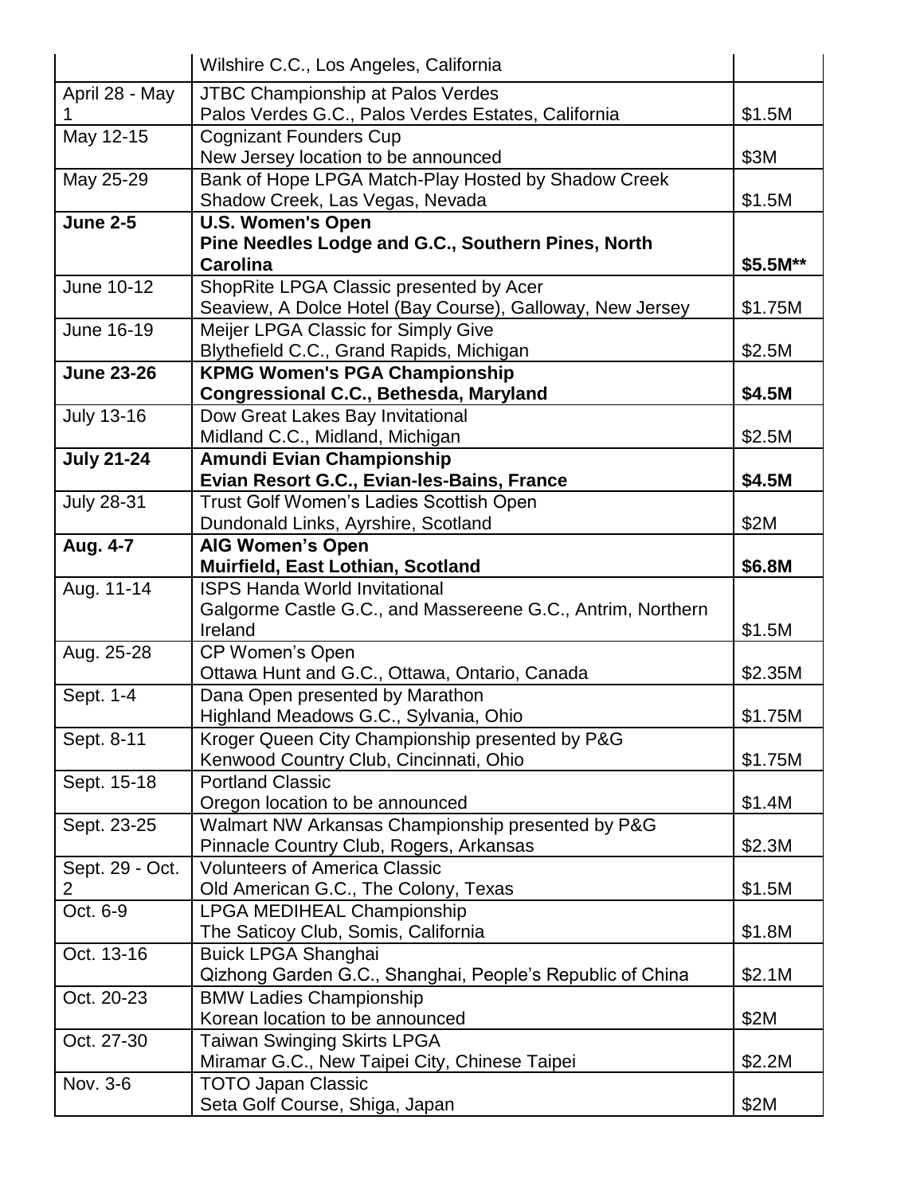| | | |
|---|---|---|
| | Wilshire C.C., Los Angeles, California | |
| April 28 - May 1 | JTBC Championship at Palos Verdes<br>Palos Verdes G.C., Palos Verdes Estates, California | $1.5M |
| May 12-15 | Cognizant Founders Cup<br>New Jersey location to be announced | $3M |
| May 25-29 | Bank of Hope LPGA Match-Play Hosted by Shadow Creek<br>Shadow Creek, Las Vegas, Nevada | $1.5M |
| **June 2-5** | **U.S. Women's Open**<br>**Pine Needles Lodge and G.C., Southern Pines, North Carolina** | **$5.5M\*\*** |
| June 10-12 | ShopRite LPGA Classic presented by Acer<br>Seaview, A Dolce Hotel (Bay Course), Galloway, New Jersey | $1.75M |
| June 16-19 | Meijer LPGA Classic for Simply Give<br>Blythefield C.C., Grand Rapids, Michigan | $2.5M |
| **June 23-26** | **KPMG Women's PGA Championship**<br>**Congressional C.C., Bethesda, Maryland** | **$4.5M** |
| July 13-16 | Dow Great Lakes Bay Invitational<br>Midland C.C., Midland, Michigan | $2.5M |
| **July 21-24** | **Amundi Evian Championship**<br>**Evian Resort G.C., Evian-les-Bains, France** | **$4.5M** |
| July 28-31 | Trust Golf Women's Ladies Scottish Open<br>Dundonald Links, Ayrshire, Scotland | $2M |
| **Aug. 4-7** | **AIG Women's Open**<br>**Muirfield, East Lothian, Scotland** | **$6.8M** |
| Aug. 11-14 | ISPS Handa World Invitational<br>Galgorme Castle G.C., and Massereene G.C., Antrim, Northern Ireland | $1.5M |
| Aug. 25-28 | CP Women's Open<br>Ottawa Hunt and G.C., Ottawa, Ontario, Canada | $2.35M |
| Sept. 1-4 | Dana Open presented by Marathon<br>Highland Meadows G.C., Sylvania, Ohio | $1.75M |
| Sept. 8-11 | Kroger Queen City Championship presented by P&G<br>Kenwood Country Club, Cincinnati, Ohio | $1.75M |
| Sept. 15-18 | Portland Classic<br>Oregon location to be announced | $1.4M |
| Sept. 23-25 | Walmart NW Arkansas Championship presented by P&G<br>Pinnacle Country Club, Rogers, Arkansas | $2.3M |
| Sept. 29 - Oct. 2 | Volunteers of America Classic<br>Old American G.C., The Colony, Texas | $1.5M |
| Oct. 6-9 | LPGA MEDIHEAL Championship<br>The Saticoy Club, Somis, California | $1.8M |
| Oct. 13-16 | Buick LPGA Shanghai<br>Qizhong Garden G.C., Shanghai, People's Republic of China | $2.1M |
| Oct. 20-23 | BMW Ladies Championship<br>Korean location to be announced | $2M |
| Oct. 27-30 | Taiwan Swinging Skirts LPGA<br>Miramar G.C., New Taipei City, Chinese Taipei | $2.2M |
| Nov. 3-6 | TOTO Japan Classic<br>Seta Golf Course, Shiga, Japan | $2M |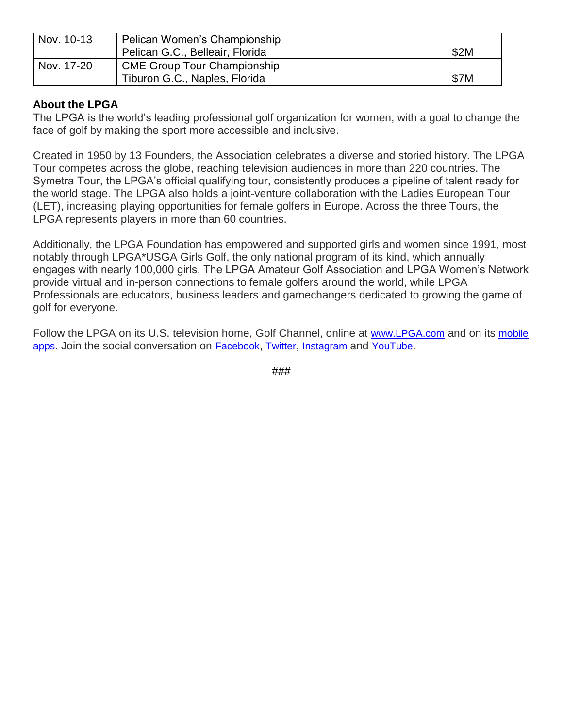| | | |
|---|---|---|
| Nov. 10-13 | Pelican Women's Championship<br>Pelican G.C., Belleair, Florida | $2M |
| Nov. 17-20 | CME Group Tour Championship<br>Tiburon G.C., Naples, Florida | $7M |

**About the LPGA**

The LPGA is the world's leading professional golf organization for women, with a goal to change the face of golf by making the sport more accessible and inclusive.

Created in 1950 by 13 Founders, the Association celebrates a diverse and storied history. The LPGA Tour competes across the globe, reaching television audiences in more than 220 countries. The Symetra Tour, the LPGA's official qualifying tour, consistently produces a pipeline of talent ready for the world stage. The LPGA also holds a joint-venture collaboration with the Ladies European Tour (LET), increasing playing opportunities for female golfers in Europe. Across the three Tours, the LPGA represents players in more than 60 countries.

Additionally, the LPGA Foundation has empowered and supported girls and women since 1991, most notably through LPGA*USGA Girls Golf, the only national program of its kind, which annually engages with nearly 100,000 girls. The LPGA Amateur Golf Association and LPGA Women's Network provide virtual and in-person connections to female golfers around the world, while LPGA Professionals are educators, business leaders and gamechangers dedicated to growing the game of golf for everyone.

Follow the LPGA on its U.S. television home, Golf Channel, online at www.LPGA.com and on its mobile apps. Join the social conversation on Facebook, Twitter, Instagram and YouTube.

###